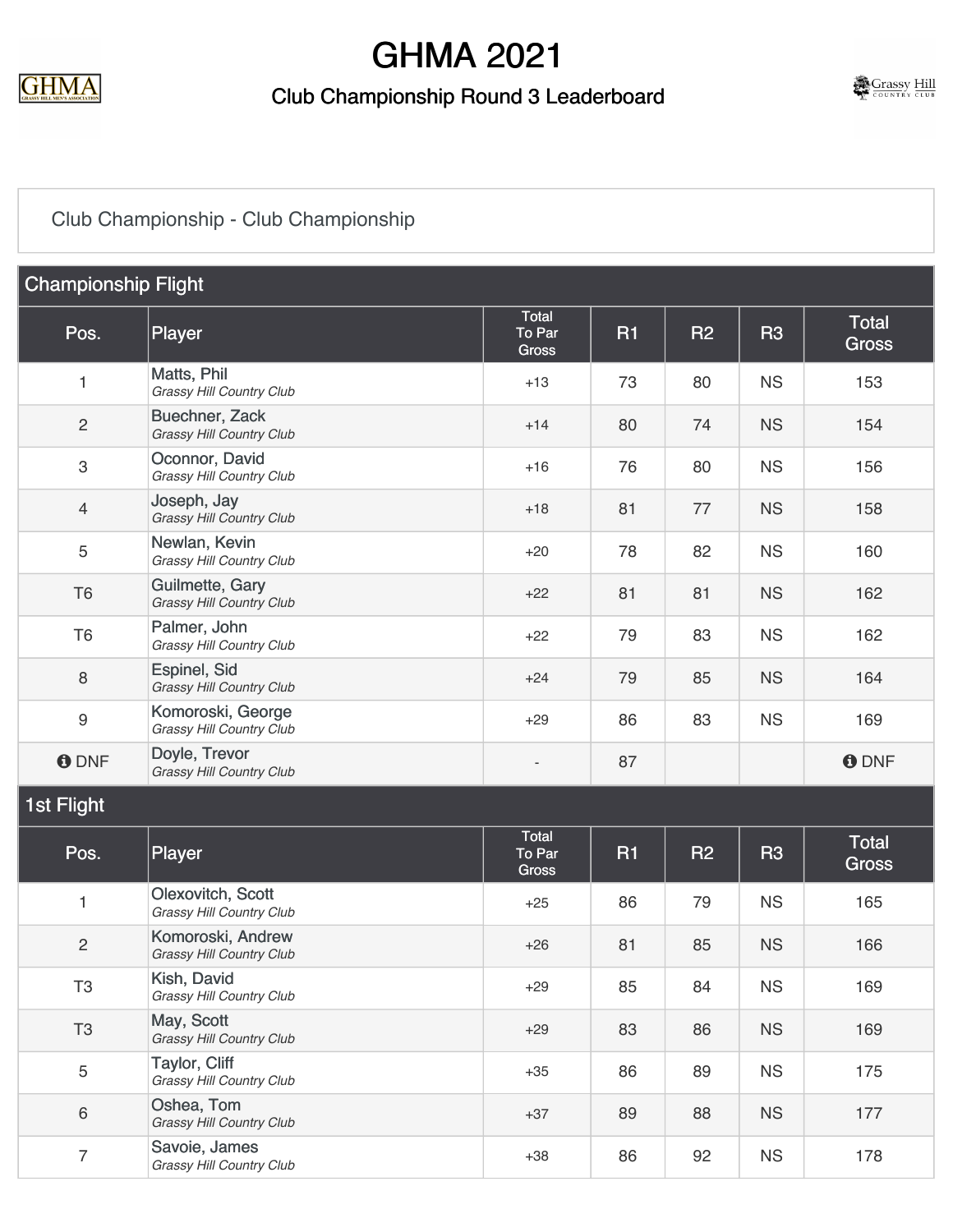# GHMA 2021

## Club Championship Round 3 Leaderboard

Club Championship - Club Championship

### Championship Flight

| Pos. | Player | Total To Par Gross | R1 | R2 | R3 | Total Gross |
|---|---|---|---|---|---|---|
| 1 | Matts, Phil *Grassy Hill Country Club* | +13 | 73 | 80 | NS | 153 |
| 2 | Buechner, Zack *Grassy Hill Country Club* | +14 | 80 | 74 | NS | 154 |
| 3 | Oconnor, David *Grassy Hill Country Club* | +16 | 76 | 80 | NS | 156 |
| 4 | Joseph, Jay *Grassy Hill Country Club* | +18 | 81 | 77 | NS | 158 |
| 5 | Newlan, Kevin *Grassy Hill Country Club* | +20 | 78 | 82 | NS | 160 |
| T6 | Guilmette, Gary *Grassy Hill Country Club* | +22 | 81 | 81 | NS | 162 |
| T6 | Palmer, John *Grassy Hill Country Club* | +22 | 79 | 83 | NS | 162 |
| 8 | Espinel, Sid *Grassy Hill Country Club* | +24 | 79 | 85 | NS | 164 |
| 9 | Komoroski, George *Grassy Hill Country Club* | +29 | 86 | 83 | NS | 169 |
| DNF | Doyle, Trevor *Grassy Hill Country Club* | - | 87 | | | DNF |

### 1st Flight

| Pos. | Player | Total To Par Gross | R1 | R2 | R3 | Total Gross |
|---|---|---|---|---|---|---|
| 1 | Olexovitch, Scott *Grassy Hill Country Club* | +25 | 86 | 79 | NS | 165 |
| 2 | Komoroski, Andrew *Grassy Hill Country Club* | +26 | 81 | 85 | NS | 166 |
| T3 | Kish, David *Grassy Hill Country Club* | +29 | 85 | 84 | NS | 169 |
| T3 | May, Scott *Grassy Hill Country Club* | +29 | 83 | 86 | NS | 169 |
| 5 | Taylor, Cliff *Grassy Hill Country Club* | +35 | 86 | 89 | NS | 175 |
| 6 | Oshea, Tom *Grassy Hill Country Club* | +37 | 89 | 88 | NS | 177 |
| 7 | Savoie, James *Grassy Hill Country Club* | +38 | 86 | 92 | NS | 178 |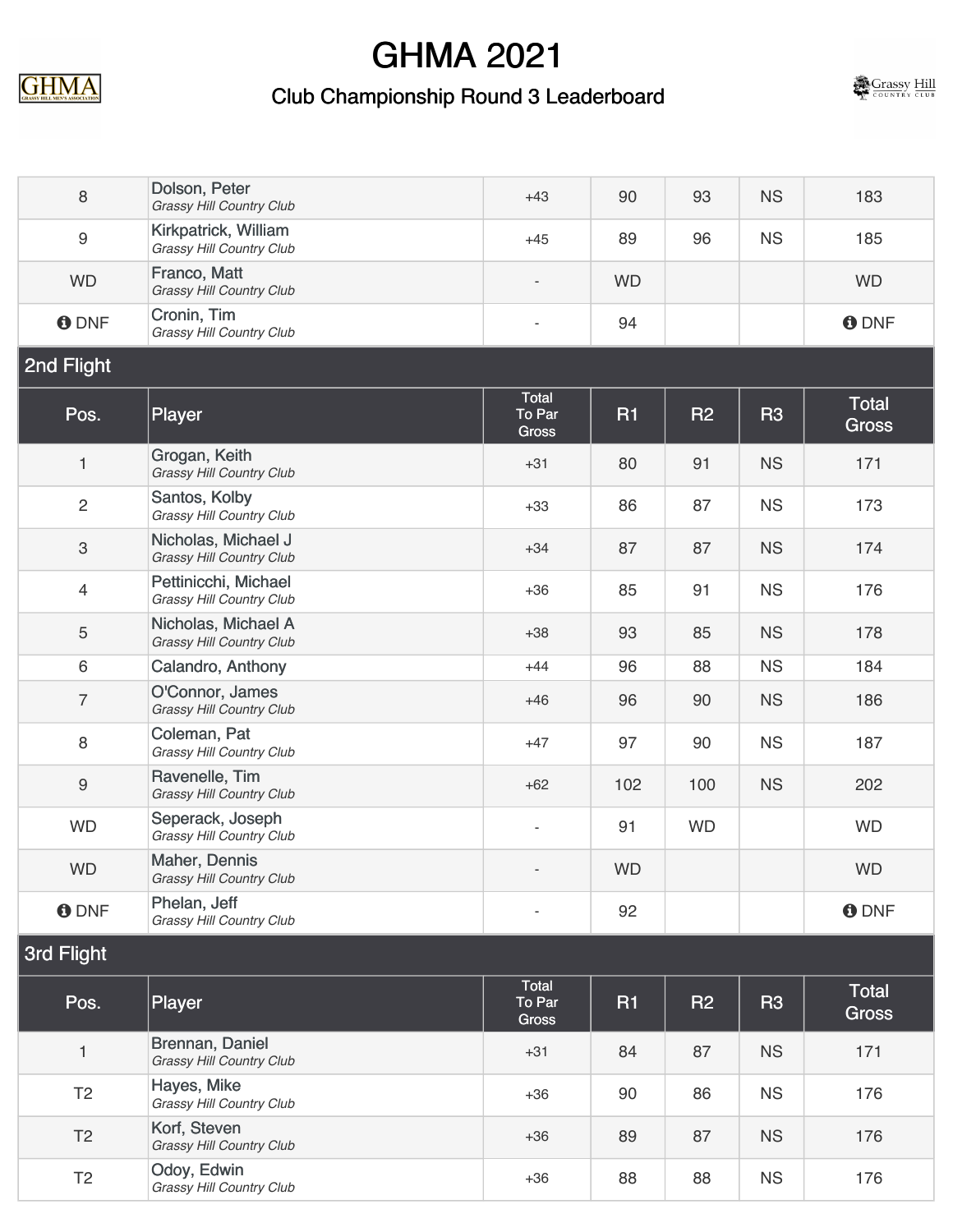# GHMA 2021

## Club Championship Round 3 Leaderboard

| Pos. | Player | Total To Par Gross | R1 | R2 | R3 | Total Gross |
|---|---|---|---|---|---|---|
| 8 | Dolson, Peter *Grassy Hill Country Club* | +43 | 90 | 93 | NS | 183 |
| 9 | Kirkpatrick, William *Grassy Hill Country Club* | +45 | 89 | 96 | NS | 185 |
| WD | Franco, Matt *Grassy Hill Country Club* | - | WD | | | WD |
| DNF | Cronin, Tim *Grassy Hill Country Club* | - | 94 | | | DNF |

### 2nd Flight

| Pos. | Player | Total To Par Gross | R1 | R2 | R3 | Total Gross |
|---|---|---|---|---|---|---|
| 1 | Grogan, Keith *Grassy Hill Country Club* | +31 | 80 | 91 | NS | 171 |
| 2 | Santos, Kolby *Grassy Hill Country Club* | +33 | 86 | 87 | NS | 173 |
| 3 | Nicholas, Michael J *Grassy Hill Country Club* | +34 | 87 | 87 | NS | 174 |
| 4 | Pettinicchi, Michael *Grassy Hill Country Club* | +36 | 85 | 91 | NS | 176 |
| 5 | Nicholas, Michael A *Grassy Hill Country Club* | +38 | 93 | 85 | NS | 178 |
| 6 | Calandro, Anthony | +44 | 96 | 88 | NS | 184 |
| 7 | O'Connor, James *Grassy Hill Country Club* | +46 | 96 | 90 | NS | 186 |
| 8 | Coleman, Pat *Grassy Hill Country Club* | +47 | 97 | 90 | NS | 187 |
| 9 | Ravenelle, Tim *Grassy Hill Country Club* | +62 | 102 | 100 | NS | 202 |
| WD | Seperack, Joseph *Grassy Hill Country Club* | - | 91 | WD | | WD |
| WD | Maher, Dennis *Grassy Hill Country Club* | - | WD | | | WD |
| DNF | Phelan, Jeff *Grassy Hill Country Club* | - | 92 | | | DNF |

### 3rd Flight

| Pos. | Player | Total To Par Gross | R1 | R2 | R3 | Total Gross |
|---|---|---|---|---|---|---|
| 1 | Brennan, Daniel *Grassy Hill Country Club* | +31 | 84 | 87 | NS | 171 |
| T2 | Hayes, Mike *Grassy Hill Country Club* | +36 | 90 | 86 | NS | 176 |
| T2 | Korf, Steven *Grassy Hill Country Club* | +36 | 89 | 87 | NS | 176 |
| T2 | Odoy, Edwin *Grassy Hill Country Club* | +36 | 88 | 88 | NS | 176 |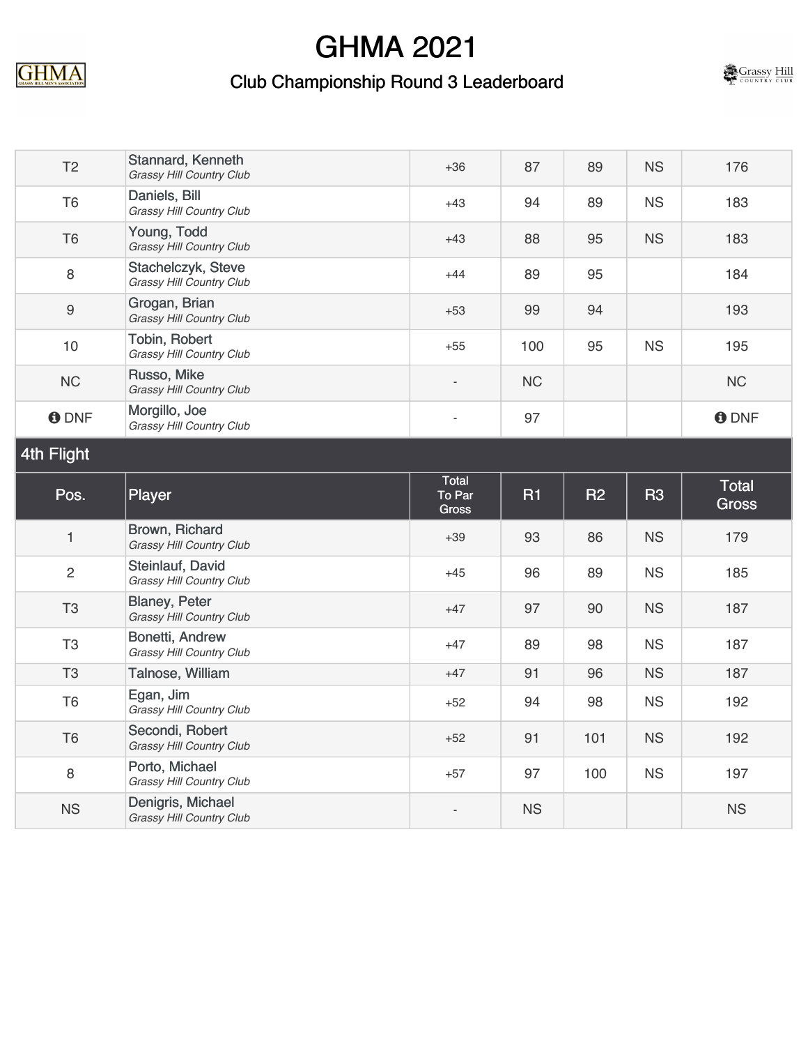# GHMA 2021

## Club Championship Round 3 Leaderboard

| Pos. | Player | Total To Par Gross | R1 | R2 | R3 | Total Gross |
|---|---|---|---|---|---|---|
| T2 | Stannard, Kenneth *Grassy Hill Country Club* | +36 | 87 | 89 | NS | 176 |
| T6 | Daniels, Bill *Grassy Hill Country Club* | +43 | 94 | 89 | NS | 183 |
| T6 | Young, Todd *Grassy Hill Country Club* | +43 | 88 | 95 | NS | 183 |
| 8 | Stachelczyk, Steve *Grassy Hill Country Club* | +44 | 89 | 95 | | 184 |
| 9 | Grogan, Brian *Grassy Hill Country Club* | +53 | 99 | 94 | | 193 |
| 10 | Tobin, Robert *Grassy Hill Country Club* | +55 | 100 | 95 | NS | 195 |
| NC | Russo, Mike *Grassy Hill Country Club* | - | NC | | | NC |
| DNF | Morgillo, Joe *Grassy Hill Country Club* | - | 97 | | | DNF |

### 4th Flight

| Pos. | Player | Total To Par Gross | R1 | R2 | R3 | Total Gross |
|---|---|---|---|---|---|---|
| 1 | Brown, Richard *Grassy Hill Country Club* | +39 | 93 | 86 | NS | 179 |
| 2 | Steinlauf, David *Grassy Hill Country Club* | +45 | 96 | 89 | NS | 185 |
| T3 | Blaney, Peter *Grassy Hill Country Club* | +47 | 97 | 90 | NS | 187 |
| T3 | Bonetti, Andrew *Grassy Hill Country Club* | +47 | 89 | 98 | NS | 187 |
| T3 | Talnose, William | +47 | 91 | 96 | NS | 187 |
| T6 | Egan, Jim *Grassy Hill Country Club* | +52 | 94 | 98 | NS | 192 |
| T6 | Secondi, Robert *Grassy Hill Country Club* | +52 | 91 | 101 | NS | 192 |
| 8 | Porto, Michael *Grassy Hill Country Club* | +57 | 97 | 100 | NS | 197 |
| NS | Denigris, Michael *Grassy Hill Country Club* | - | NS | | | NS |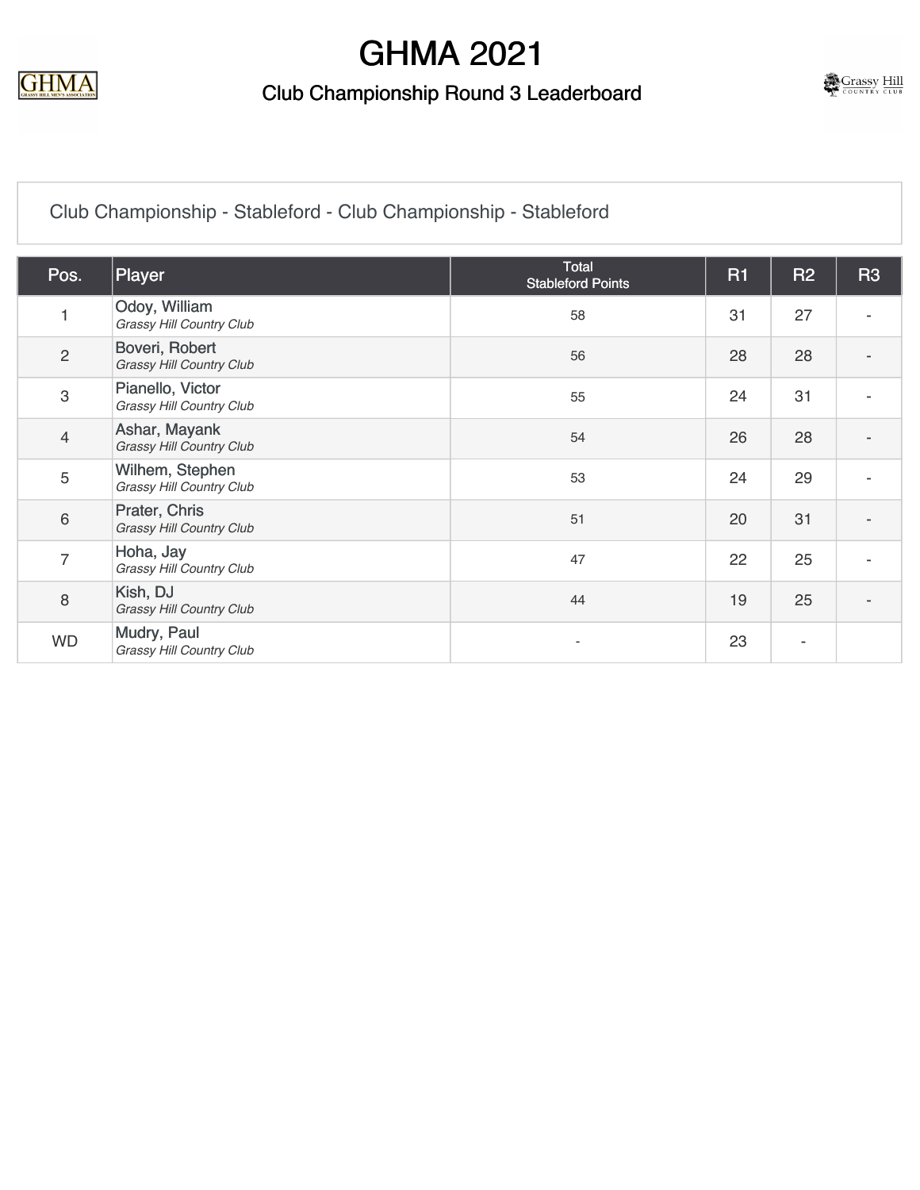# GHMA 2021

## Club Championship Round 3 Leaderboard

Club Championship - Stableford - Club Championship - Stableford

| Pos. | Player | Total Stableford Points | R1 | R2 | R3 |
|---|---|---|---|---|---|
| 1 | Odoy, William<br>*Grassy Hill Country Club* | 58 | 31 | 27 | - |
| 2 | Boveri, Robert<br>*Grassy Hill Country Club* | 56 | 28 | 28 | - |
| 3 | Pianello, Victor<br>*Grassy Hill Country Club* | 55 | 24 | 31 | - |
| 4 | Ashar, Mayank<br>*Grassy Hill Country Club* | 54 | 26 | 28 | - |
| 5 | Wilhem, Stephen<br>*Grassy Hill Country Club* | 53 | 24 | 29 | - |
| 6 | Prater, Chris<br>*Grassy Hill Country Club* | 51 | 20 | 31 | - |
| 7 | Hoha, Jay<br>*Grassy Hill Country Club* | 47 | 22 | 25 | - |
| 8 | Kish, DJ<br>*Grassy Hill Country Club* | 44 | 19 | 25 | - |
| WD | Mudry, Paul<br>*Grassy Hill Country Club* | - | 23 | - | |